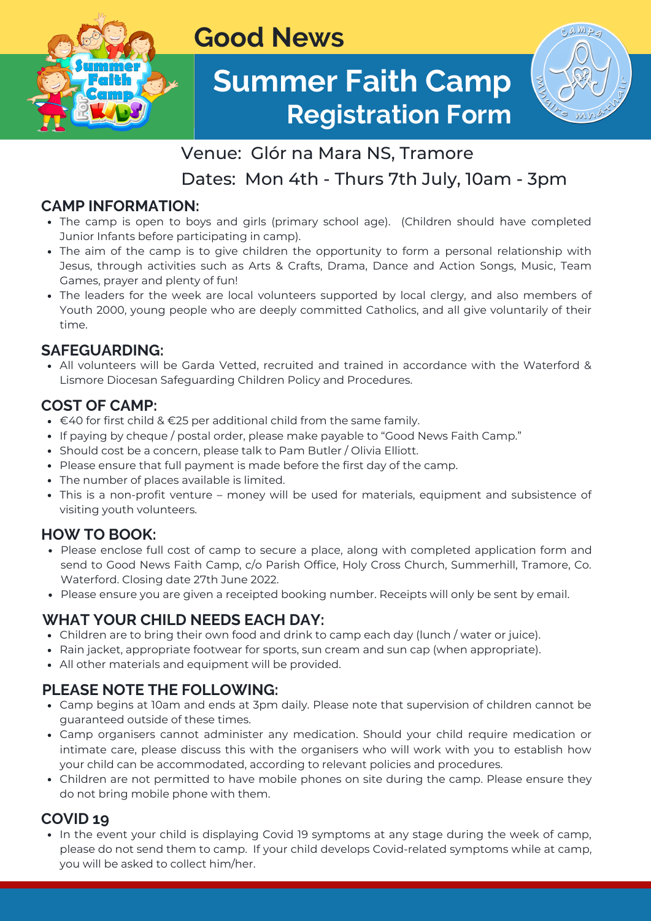# Good News

## Summer Faith Camp Registration Form

Venue: Glór na Mara NS, Tramore

Dates: Mon 4th - Thurs 7th July, 10am - 3pm

### CAMP INFORMATION:

- The camp is open to boys and girls (primary school age). (Children should have completed Junior Infants before participating in camp).
- The aim of the camp is to give children the opportunity to form a personal relationship with Jesus, through activities such as Arts & Crafts, Drama, Dance and Action Songs, Music, Team Games, prayer and plenty of fun!
- The leaders for the week are local volunteers supported by local clergy, and also members of Youth 2000, young people who are deeply committed Catholics, and all give voluntarily of their time.

### SAFEGUARDING:

- All volunteers will be Garda Vetted, recruited and trained in accordance with the Waterford & Lismore Diocesan Safeguarding Children Policy and Procedures.

### COST OF CAMP:

- €40 for first child & €25 per additional child from the same family.
- If paying by cheque / postal order, please make payable to "Good News Faith Camp."
- Should cost be a concern, please talk to Pam Butler / Olivia Elliott.
- Please ensure that full payment is made before the first day of the camp.
- The number of places available is limited.
- This is a non-profit venture – money will be used for materials, equipment and subsistence of visiting youth volunteers.

### HOW TO BOOK:

- Please enclose full cost of camp to secure a place, along with completed application form and send to Good News Faith Camp, c/o Parish Office, Holy Cross Church, Summerhill, Tramore, Co. Waterford. Closing date 27th June 2022.
- Please ensure you are given a receipted booking number. Receipts will only be sent by email.

### WHAT YOUR CHILD NEEDS EACH DAY:

- Children are to bring their own food and drink to camp each day (lunch / water or juice).
- Rain jacket, appropriate footwear for sports, sun cream and sun cap (when appropriate).
- All other materials and equipment will be provided.

### PLEASE NOTE THE FOLLOWING:

- Camp begins at 10am and ends at 3pm daily. Please note that supervision of children cannot be guaranteed outside of these times.
- Camp organisers cannot administer any medication. Should your child require medication or intimate care, please discuss this with the organisers who will work with you to establish how your child can be accommodated, according to relevant policies and procedures.
- Children are not permitted to have mobile phones on site during the camp. Please ensure they do not bring mobile phone with them.

### COVID 19

- In the event your child is displaying Covid 19 symptoms at any stage during the week of camp, please do not send them to camp. If your child develops Covid-related symptoms while at camp, you will be asked to collect him/her.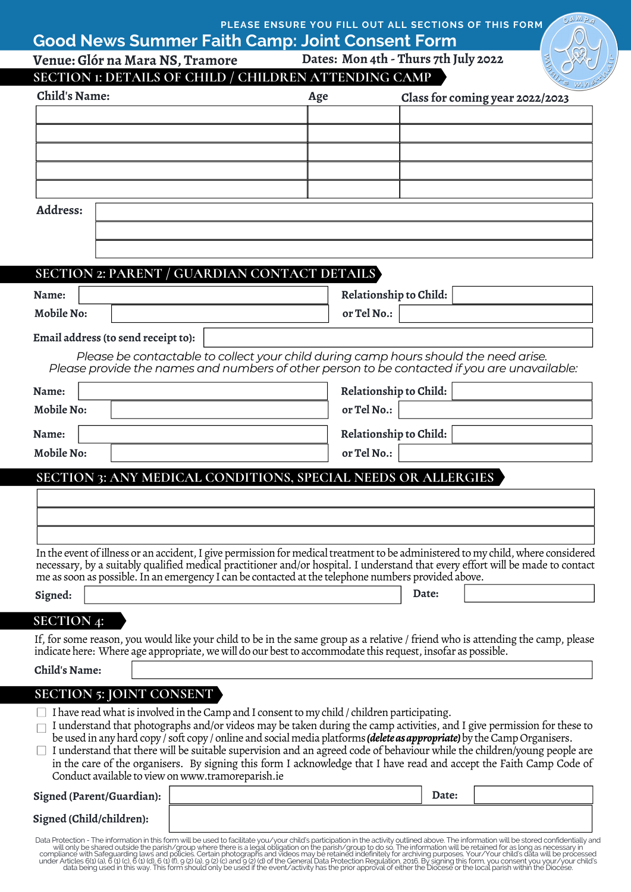PLEASE ENSURE YOU FILL OUT ALL SECTIONS OF THIS FORM

# Good News Summer Faith Camp: Joint Consent Form

**Venue: Glór na Mara NS, Tramore** **Dates: Mon 4th - Thurs 7th July 2022**

## SECTION 1: DETAILS OF CHILD / CHILDREN ATTENDING CAMP

| Child's Name: | Age | Class for coming year 2022/2023 |
|---|---|---|
| | | |
| | | |
| | | |
| | | |
| | | |

**Address:**

## SECTION 2: PARENT / GUARDIAN CONTACT DETAILS

**Name:** **Relationship to Child:**

**Mobile No:** **or Tel No.:**

**Email address (to send receipt to):**

*Please be contactable to collect your child during camp hours should the need arise.*
*Please provide the names and numbers of other person to be contacted if you are unavailable:*

**Name:** **Relationship to Child:**

**Mobile No:** **or Tel No.:**

**Name:** **Relationship to Child:**

**Mobile No:** **or Tel No.:**

## SECTION 3: ANY MEDICAL CONDITIONS, SPECIAL NEEDS OR ALLERGIES

In the event of illness or an accident, I give permission for medical treatment to be administered to my child, where considered necessary, by a suitably qualified medical practitioner and/or hospital. I understand that every effort will be made to contact me as soon as possible. In an emergency I can be contacted at the telephone numbers provided above.

**Signed:** **Date:**

## SECTION 4:

If, for some reason, you would like your child to be in the same group as a relative / friend who is attending the camp, please indicate here: Where age appropriate, we will do our best to accommodate this request, insofar as possible.

**Child's Name:**

## SECTION 5: JOINT CONSENT

- ☐ I have read what is involved in the Camp and I consent to my child / children participating.
- ☐ I understand that photographs and/or videos may be taken during the camp activities, and I give permission for these to be used in any hard copy / soft copy / online and social media platforms ***(delete as appropriate)*** by the Camp Organisers.
- ☐ I understand that there will be suitable supervision and an agreed code of behaviour while the children/young people are in the care of the organisers. By signing this form I acknowledge that I have read and accept the Faith Camp Code of Conduct available to view on www.tramoreparish.ie

**Signed (Parent/Guardian):** **Date:**

**Signed (Child/children):**

Data Protection - The information in this form will be used to facilitate you/your child's participation in the activity outlined above. The information will be stored confidentially and will only be shared outside the parish/group where there is a legal obligation on the parish/group to do so. The information will be retained for as long as necessary in compliance with Safeguarding laws and policies. Certain photographs and videos may be retained indefinitely for archiving purposes. Your/Your child's data will be processed under Articles 6(1) (a), 6 (1) (c), 6 (1) (d), 6 (1) (f), 9 (2) (a), 9 (2) (c) and 9 (2) (d) of the General Data Protection Regulation, 2016. By signing this form, you consent you your/your child's data being used in this way. This form should only be used if the event/activity has the prior approval of either the Diocese or the local parish within the Diocese.